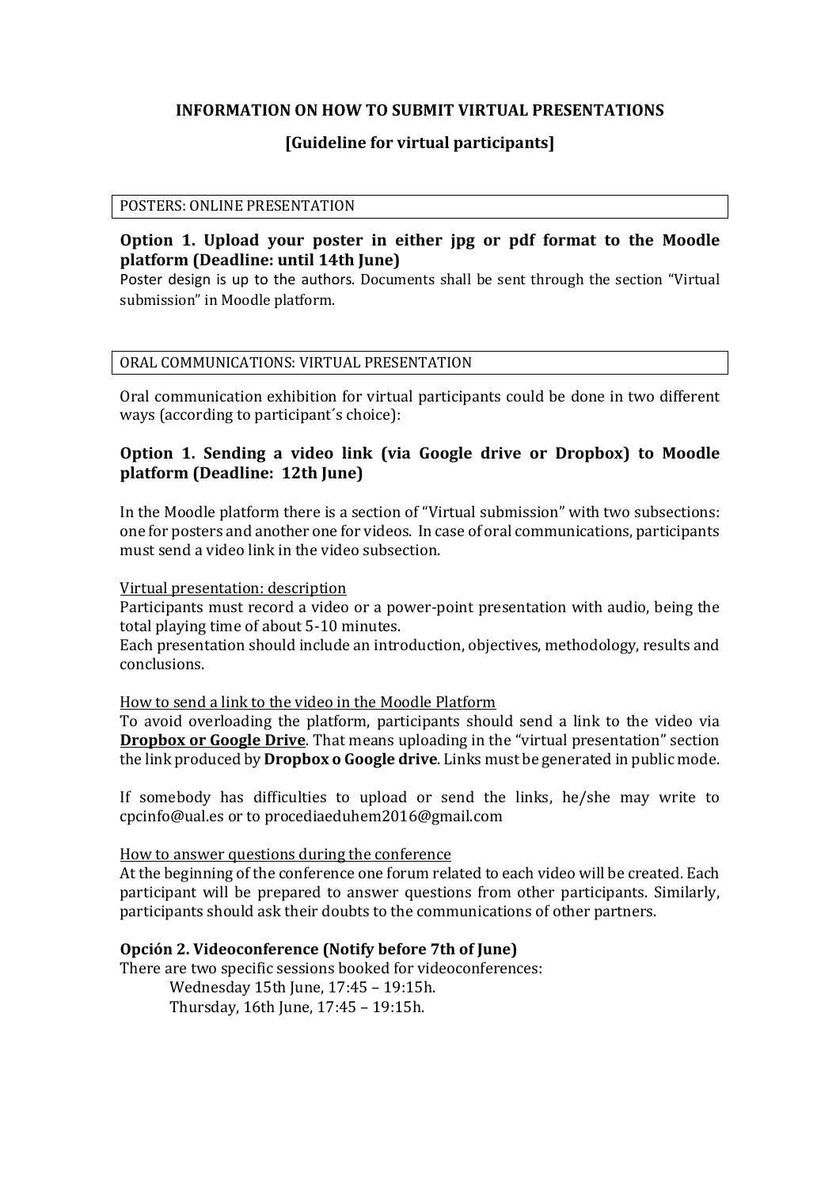# INFORMATION ON HOW TO SUBMIT VIRTUAL PRESENTATIONS

## [Guideline for virtual participants]

POSTERS: ONLINE PRESENTATION

### Option 1. Upload your poster in either jpg or pdf format to the Moodle platform (Deadline: until 14th June)

Poster design is up to the authors. Documents shall be sent through the section “Virtual submission” in Moodle platform.

ORAL COMMUNICATIONS: VIRTUAL PRESENTATION

Oral communication exhibition for virtual participants could be done in two different ways (according to participant´s choice):

### Option 1. Sending a video link (via Google drive or Dropbox) to Moodle platform (Deadline: 12th June)

In the Moodle platform there is a section of “Virtual submission” with two subsections: one for posters and another one for videos. In case of oral communications, participants must send a video link in the video subsection.

<u>Virtual presentation: description</u>

Participants must record a video or a power-point presentation with audio, being the total playing time of about 5-10 minutes.

Each presentation should include an introduction, objectives, methodology, results and conclusions.

<u>How to send a link to the video in the Moodle Platform</u>

To avoid overloading the platform, participants should send a link to the video via **<u>Dropbox or Google Drive</u>**. That means uploading in the “virtual presentation” section the link produced by **Dropbox o Google drive**. Links must be generated in public mode.

If somebody has difficulties to upload or send the links, he/she may write to cpcinfo@ual.es or to procediaeduhem2016@gmail.com

<u>How to answer questions during the conference</u>

At the beginning of the conference one forum related to each video will be created. Each participant will be prepared to answer questions from other participants. Similarly, participants should ask their doubts to the communications of other partners.

### Opción 2. Videoconference (Notify before 7th of June)

There are two specific sessions booked for videoconferences:

Wednesday 15th June, 17:45 – 19:15h.

Thursday, 16th June, 17:45 – 19:15h.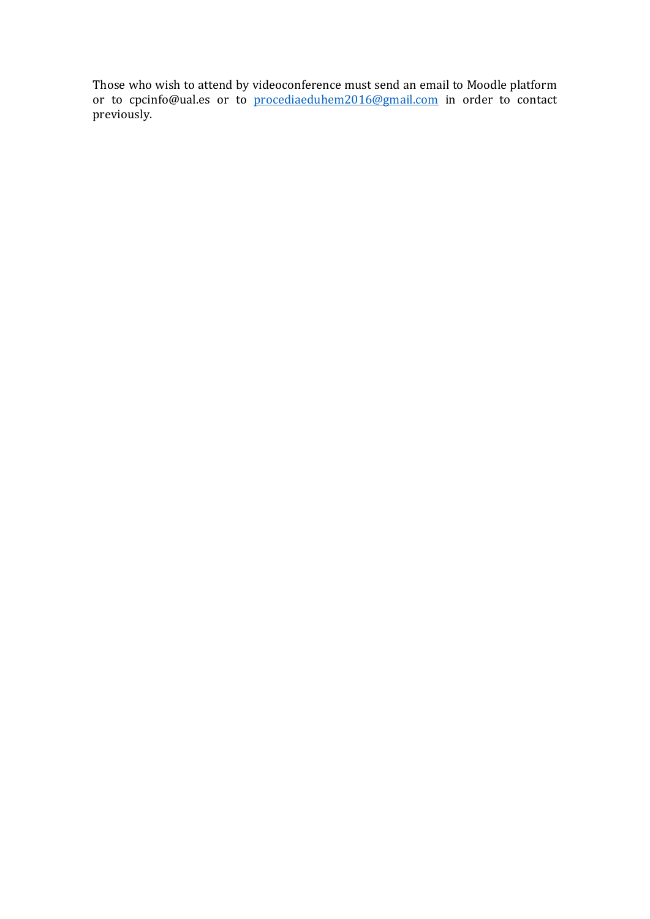Those who wish to attend by videoconference must send an email to Moodle platform or to cpcinfo@ual.es or to procediaeduhem2016@gmail.com in order to contact previously.